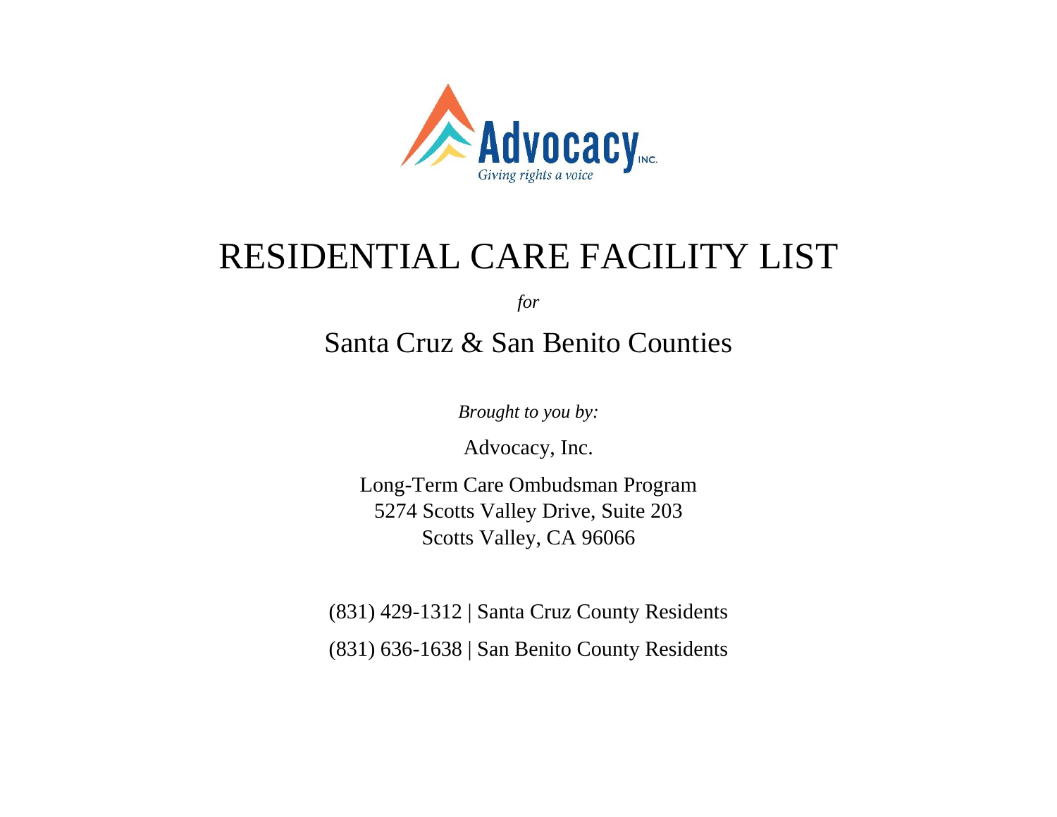Advocacy INC.

*Giving rights a voice*

# RESIDENTIAL CARE FACILITY LIST

*for*

## Santa Cruz & San Benito Counties

*Brought to you by:*

Advocacy, Inc.

Long-Term Care Ombudsman Program
5274 Scotts Valley Drive, Suite 203
Scotts Valley, CA 96066

(831) 429-1312 | Santa Cruz County Residents

(831) 636-1638 | San Benito County Residents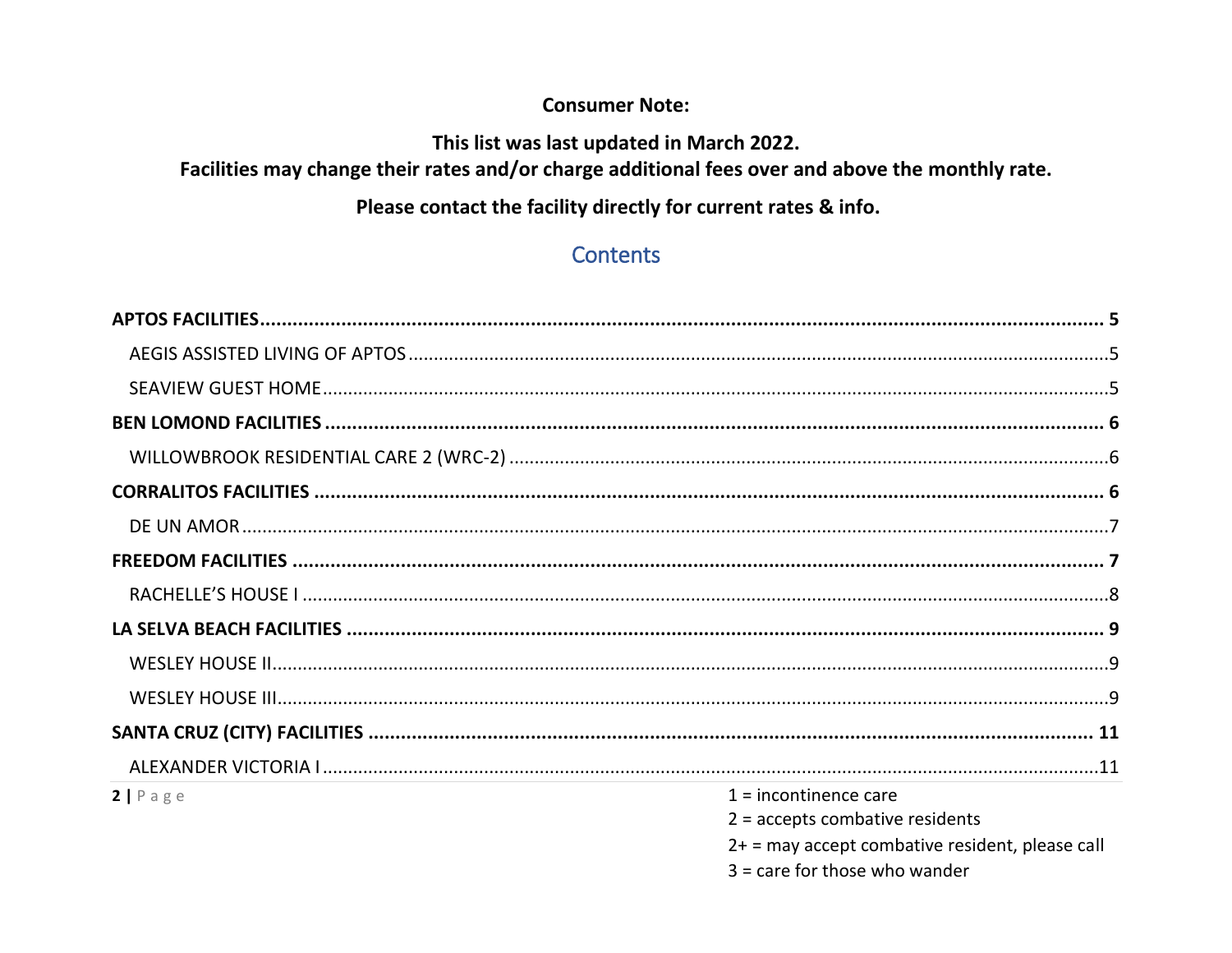**Consumer Note:**

**This list was last updated in March 2022.**
**Facilities may change their rates and/or charge additional fees over and above the monthly rate.**

**Please contact the facility directly for current rates & info.**

## Contents

**APTOS FACILITIES ..... 5**

- AEGIS ASSISTED LIVING OF APTOS ..... 5
- SEAVIEW GUEST HOME ..... 5

**BEN LOMOND FACILITIES ..... 6**

- WILLOWBROOK RESIDENTIAL CARE 2 (WRC-2) ..... 6

**CORRALITOS FACILITIES ..... 6**

- DE UN AMOR ..... 7

**FREEDOM FACILITIES ..... 7**

- RACHELLE'S HOUSE I ..... 8

**LA SELVA BEACH FACILITIES ..... 9**

- WESLEY HOUSE II ..... 9
- WESLEY HOUSE III ..... 9

**SANTA CRUZ (CITY) FACILITIES ..... 11**

- ALEXANDER VICTORIA I ..... 11

1 = incontinence care
2 = accepts combative residents
2+ = may accept combative resident, please call
3 = care for those who wander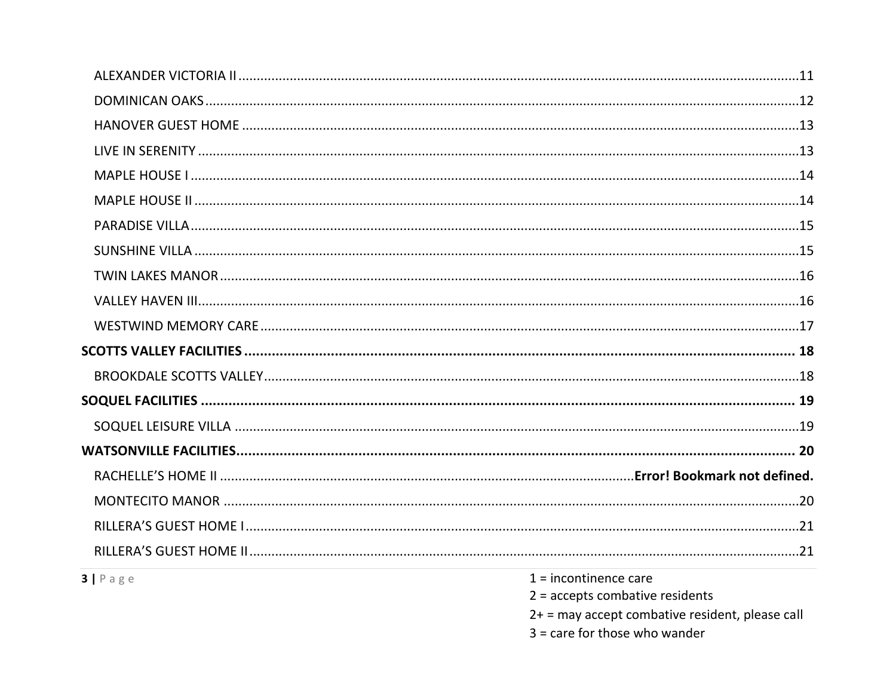ALEXANDER VICTORIA II ........ 11
DOMINICAN OAKS ........ 12
HANOVER GUEST HOME ........ 13
LIVE IN SERENITY ........ 13
MAPLE HOUSE I ........ 14
MAPLE HOUSE II ........ 14
PARADISE VILLA ........ 15
SUNSHINE VILLA ........ 15
TWIN LAKES MANOR ........ 16
VALLEY HAVEN III ........ 16
WESTWIND MEMORY CARE ........ 17

**SCOTTS VALLEY FACILITIES ........ 18**

BROOKDALE SCOTTS VALLEY ........ 18

**SOQUEL FACILITIES ........ 19**

SOQUEL LEISURE VILLA ........ 19

**WATSONVILLE FACILITIES ........ 20**

RACHELLE'S HOME II ........ **Error! Bookmark not defined.**
MONTECITO MANOR ........ 20
RILLERA'S GUEST HOME I ........ 21
RILLERA'S GUEST HOME II ........ 21

1 = incontinence care
2 = accepts combative residents
2+ = may accept combative resident, please call
3 = care for those who wander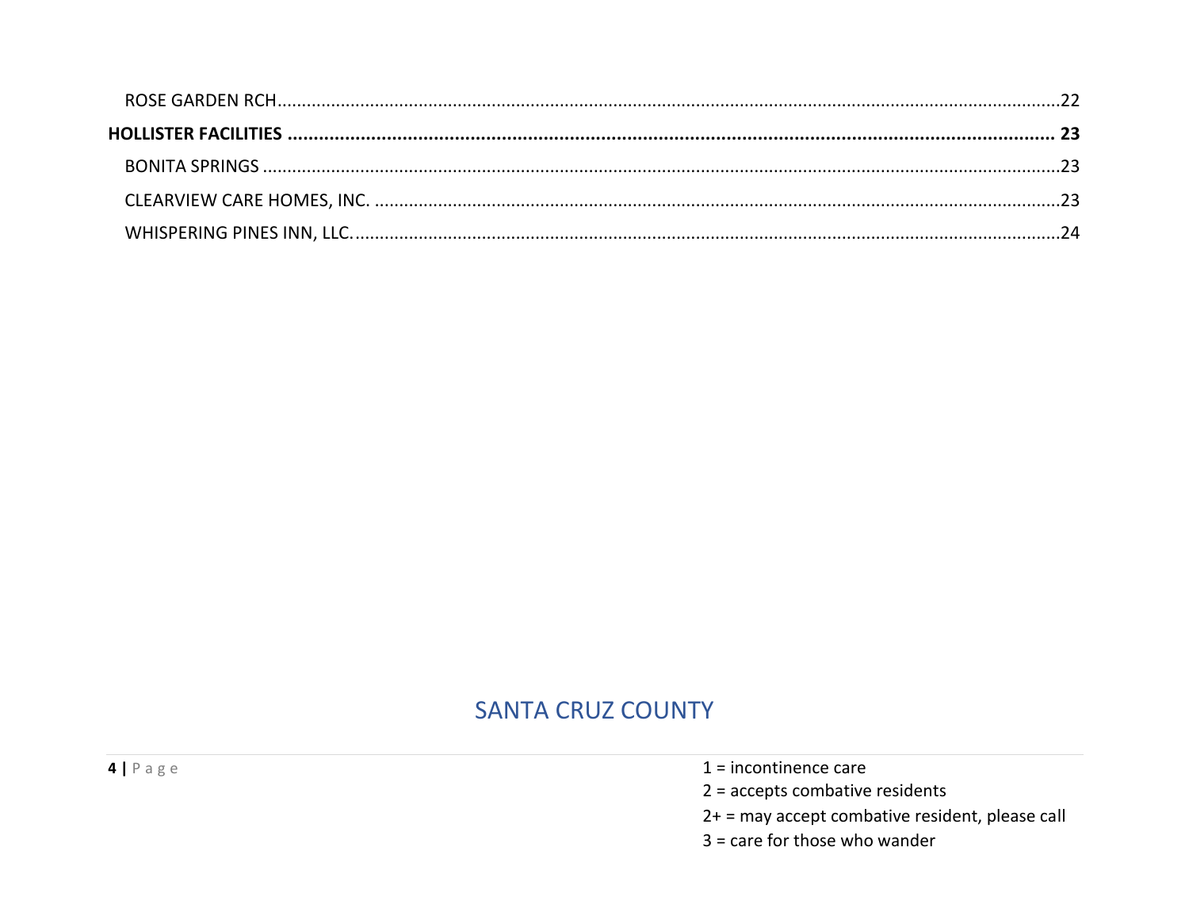ROSE GARDEN RCH.....22

**HOLLISTER FACILITIES ..... 23**

BONITA SPRINGS .....23

CLEARVIEW CARE HOMES, INC. .....23

WHISPERING PINES INN, LLC. .....24

## SANTA CRUZ COUNTY

1 = incontinence care

2 = accepts combative residents

2+ = may accept combative resident, please call

3 = care for those who wander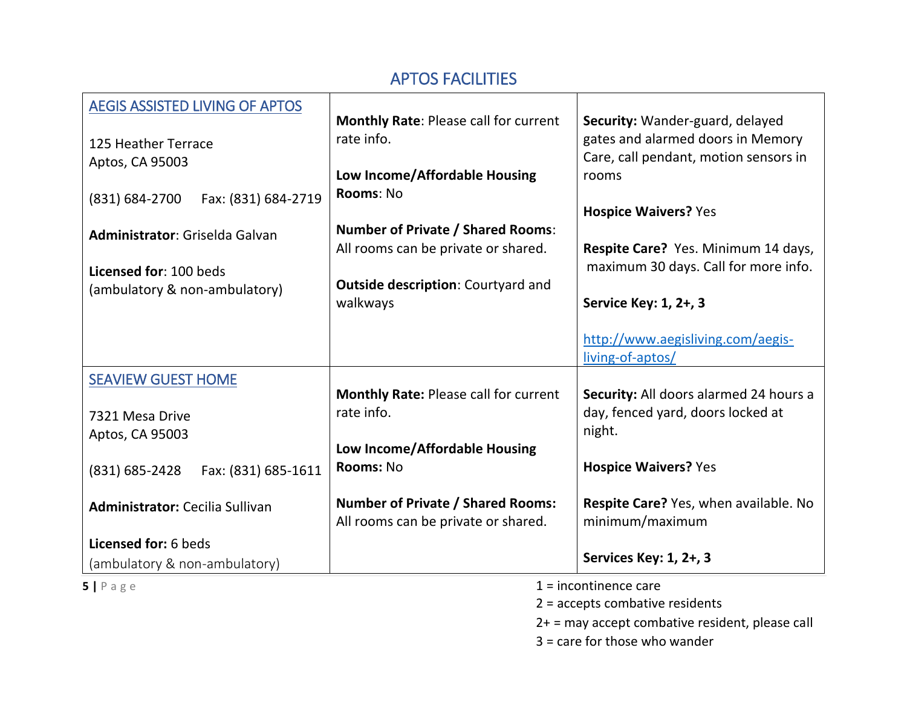# APTOS FACILITIES

| AEGIS ASSISTED LIVING OF APTOS<br><br>125 Heather Terrace<br>Aptos, CA 95003<br><br>(831) 684-2700 Fax: (831) 684-2719<br><br>**Administrator**: Griselda Galvan<br><br>**Licensed for**: 100 beds<br>(ambulatory & non-ambulatory) | **Monthly Rate**: Please call for current rate info.<br><br>**Low Income/Affordable Housing Rooms**: No<br><br>**Number of Private / Shared Rooms**: All rooms can be private or shared.<br><br>**Outside description**: Courtyard and walkways | **Security:** Wander-guard, delayed gates and alarmed doors in Memory Care, call pendant, motion sensors in rooms<br><br>**Hospice Waivers?** Yes<br><br>**Respite Care?** Yes. Minimum 14 days, maximum 30 days. Call for more info.<br><br>**Service Key: 1, 2+, 3**<br><br>http://www.aegisliving.com/aegis-living-of-aptos/ |
|---|---|---|
| SEAVIEW GUEST HOME<br><br>7321 Mesa Drive<br>Aptos, CA 95003<br><br>(831) 685-2428 Fax: (831) 685-1611<br><br>**Administrator:** Cecilia Sullivan<br><br>**Licensed for:** 6 beds<br>(ambulatory & non-ambulatory) | **Monthly Rate:** Please call for current rate info.<br><br>**Low Income/Affordable Housing Rooms:** No<br><br>**Number of Private / Shared Rooms:** All rooms can be private or shared. | **Security:** All doors alarmed 24 hours a day, fenced yard, doors locked at night.<br><br>**Hospice Waivers?** Yes<br><br>**Respite Care?** Yes, when available. No minimum/maximum<br><br>**Services Key: 1, 2+, 3** |

1 = incontinence care
2 = accepts combative residents
2+ = may accept combative resident, please call
3 = care for those who wander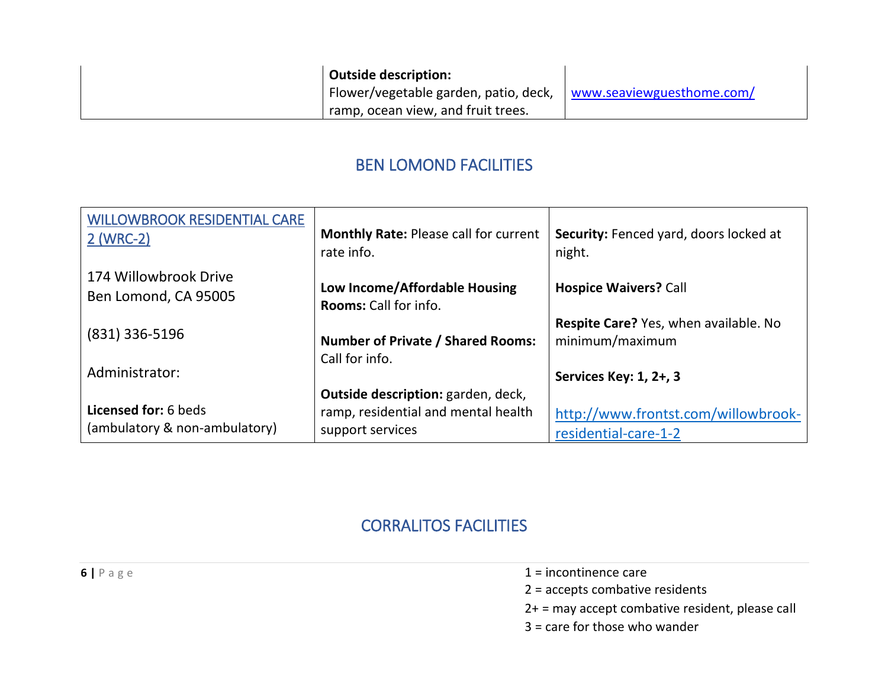| | | |
|---|---|---|
| | **Outside description:** Flower/vegetable garden, patio, deck, ramp, ocean view, and fruit trees. | [www.seaviewguesthome.com/](http://www.seaviewguesthome.com/) |

## BEN LOMOND FACILITIES

| | | |
|---|---|---|
| [WILLOWBROOK RESIDENTIAL CARE 2 (WRC-2)](http://www.frontst.com/willowbrook-residential-care-1-2)<br><br>174 Willowbrook Drive<br>Ben Lomond, CA 95005<br><br>(831) 336-5196<br><br>Administrator:<br><br>**Licensed for:** 6 beds (ambulatory & non-ambulatory) | **Monthly Rate:** Please call for current rate info.<br><br>**Low Income/Affordable Housing Rooms:** Call for info.<br><br>**Number of Private / Shared Rooms:** Call for info.<br><br>**Outside description:** garden, deck, ramp, residential and mental health support services | **Security:** Fenced yard, doors locked at night.<br><br>**Hospice Waivers?** Call<br><br>**Respite Care?** Yes, when available. No minimum/maximum<br><br>**Services Key: 1, 2+, 3**<br><br>[http://www.frontst.com/willowbrook-residential-care-1-2](http://www.frontst.com/willowbrook-residential-care-1-2) |

## CORRALITOS FACILITIES

1 = incontinence care
2 = accepts combative residents
2+ = may accept combative resident, please call
3 = care for those who wander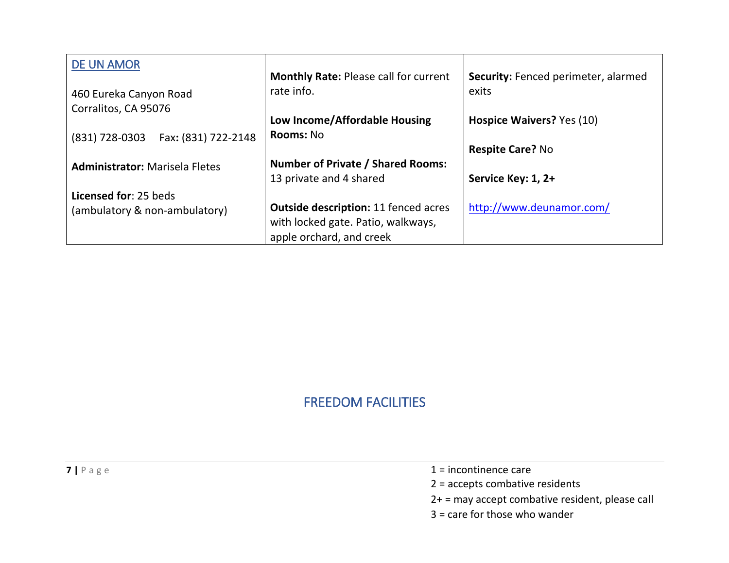| DE UN AMOR<br><br>460 Eureka Canyon Road<br>Corralitos, CA 95076<br><br>(831) 728-0303 Fax: (831) 722-2148<br><br>**Administrator:** Marisela Fletes<br><br>**Licensed for**: 25 beds<br>(ambulatory & non-ambulatory) | **Monthly Rate:** Please call for current rate info.<br><br>**Low Income/Affordable Housing Rooms:** No<br><br>**Number of Private / Shared Rooms:** 13 private and 4 shared<br><br>**Outside description:** 11 fenced acres with locked gate. Patio, walkways, apple orchard, and creek | **Security:** Fenced perimeter, alarmed exits<br><br>**Hospice Waivers?** Yes (10)<br><br>**Respite Care?** No<br><br>**Service Key: 1, 2+**<br><br>http://www.deunamor.com/ |
|---|---|---|

## FREEDOM FACILITIES

1 = incontinence care
2 = accepts combative residents
2+ = may accept combative resident, please call
3 = care for those who wander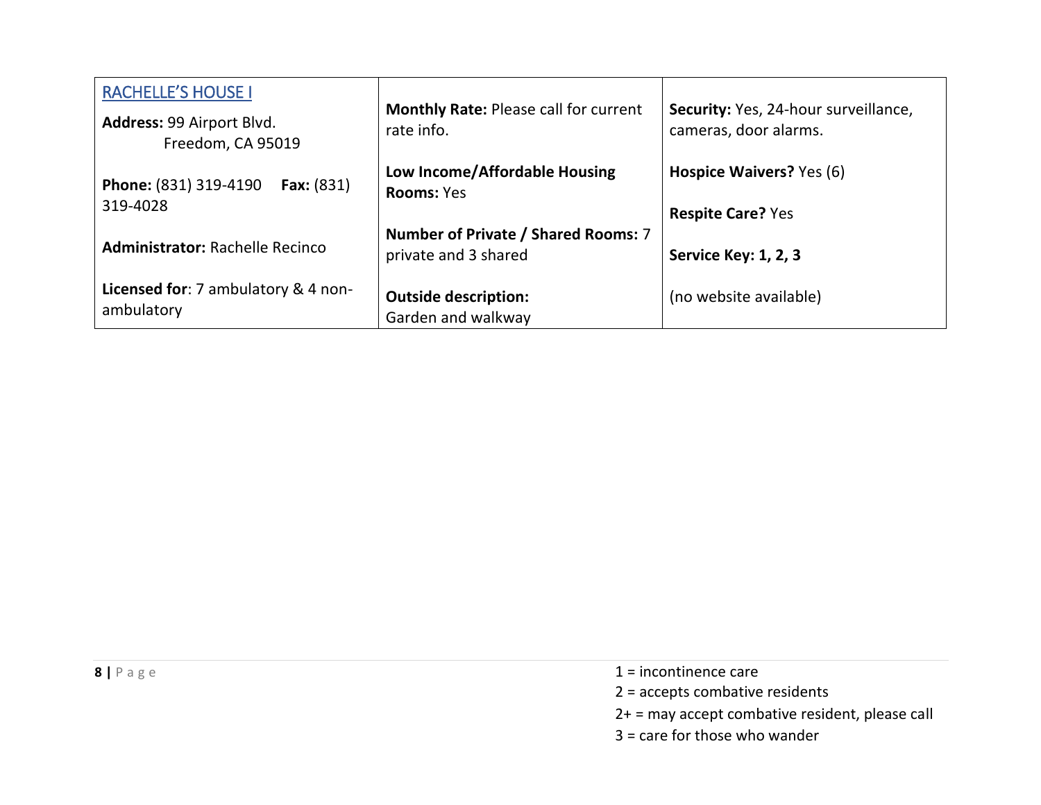| RACHELLE'S HOUSE I<br>**Address:** 99 Airport Blvd.<br>Freedom, CA 95019<br><br>**Phone:** (831) 319-4190 **Fax:** (831) 319-4028<br><br>**Administrator:** Rachelle Recinco<br><br>**Licensed for**: 7 ambulatory & 4 non-ambulatory | **Monthly Rate:** Please call for current rate info.<br><br>**Low Income/Affordable Housing Rooms:** Yes<br><br>**Number of Private / Shared Rooms:** 7 private and 3 shared<br><br>**Outside description:**<br>Garden and walkway | **Security:** Yes, 24-hour surveillance, cameras, door alarms.<br><br>**Hospice Waivers?** Yes (6)<br><br>**Respite Care?** Yes<br><br>**Service Key: 1, 2, 3**<br><br>(no website available) |
|---|---|---|

1 = incontinence care
2 = accepts combative residents
2+ = may accept combative resident, please call
3 = care for those who wander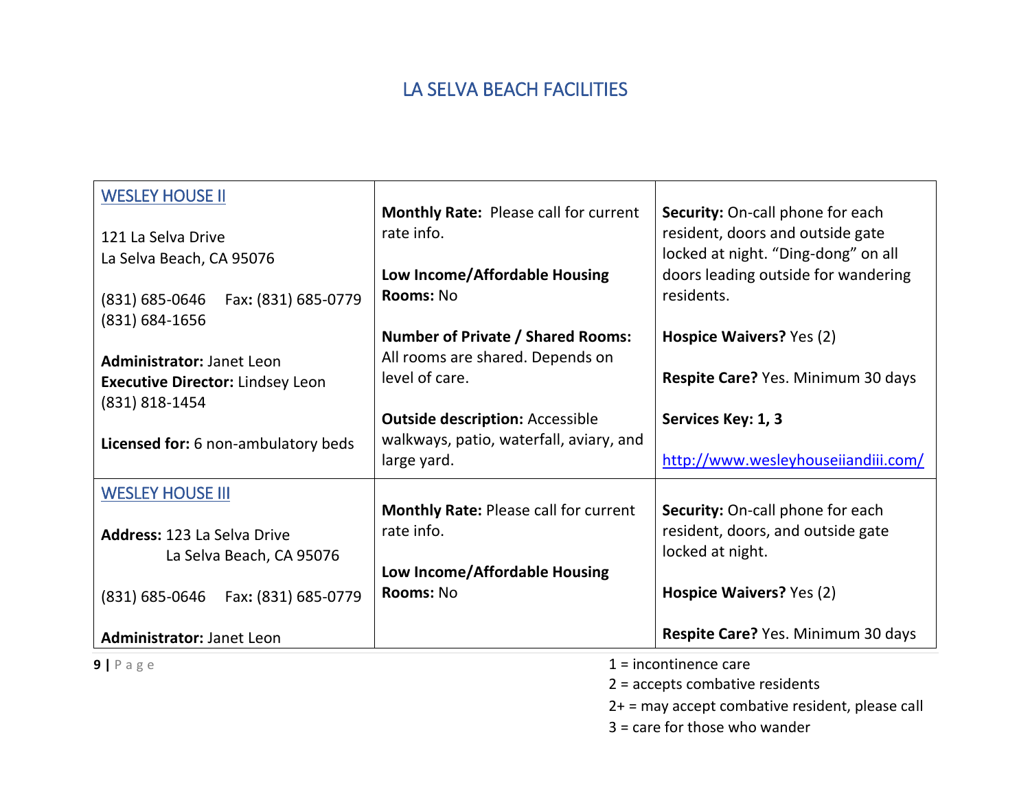# LA SELVA BEACH FACILITIES

| | | |
|---|---|---|
| WESLEY HOUSE II<br><br>121 La Selva Drive<br>La Selva Beach, CA 95076<br><br>(831) 685-0646 Fax: (831) 685-0779<br>(831) 684-1656<br><br>**Administrator:** Janet Leon<br>**Executive Director:** Lindsey Leon<br>(831) 818-1454<br><br>**Licensed for:** 6 non-ambulatory beds | **Monthly Rate:** Please call for current rate info.<br><br>**Low Income/Affordable Housing Rooms:** No<br><br>**Number of Private / Shared Rooms:** All rooms are shared. Depends on level of care.<br><br>**Outside description:** Accessible walkways, patio, waterfall, aviary, and large yard. | **Security:** On-call phone for each resident, doors and outside gate locked at night. "Ding-dong" on all doors leading outside for wandering residents.<br><br>**Hospice Waivers?** Yes (2)<br><br>**Respite Care?** Yes. Minimum 30 days<br><br>**Services Key: 1, 3**<br><br>http://www.wesleyhouseiiandiii.com/ |
| WESLEY HOUSE III<br><br>**Address:** 123 La Selva Drive<br>La Selva Beach, CA 95076<br><br>(831) 685-0646 Fax: (831) 685-0779<br><br>**Administrator:** Janet Leon | **Monthly Rate:** Please call for current rate info.<br><br>**Low Income/Affordable Housing Rooms:** No | **Security:** On-call phone for each resident, doors, and outside gate locked at night.<br><br>**Hospice Waivers?** Yes (2)<br><br>**Respite Care?** Yes. Minimum 30 days |

1 = incontinence care
2 = accepts combative residents
2+ = may accept combative resident, please call
3 = care for those who wander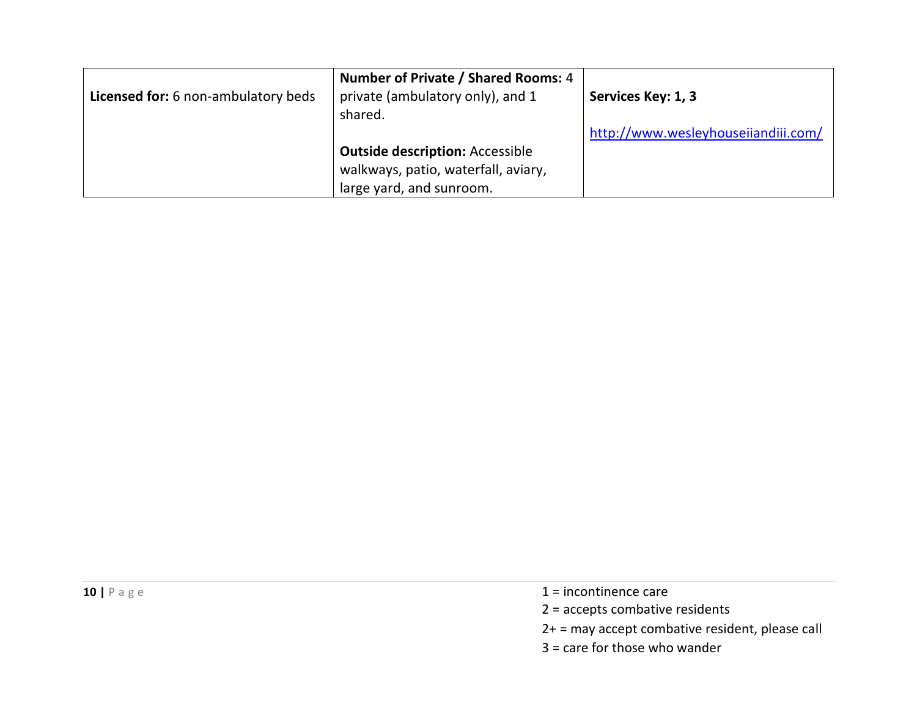| **Licensed for:** 6 non-ambulatory beds | **Number of Private / Shared Rooms:** 4 private (ambulatory only), and 1 shared.<br><br>**Outside description:** Accessible walkways, patio, waterfall, aviary, large yard, and sunroom. | **Services Key: 1, 3**<br><br>http://www.wesleyhouseiiandiii.com/ |
|---|---|---|

1 = incontinence care
2 = accepts combative residents
2+ = may accept combative resident, please call
3 = care for those who wander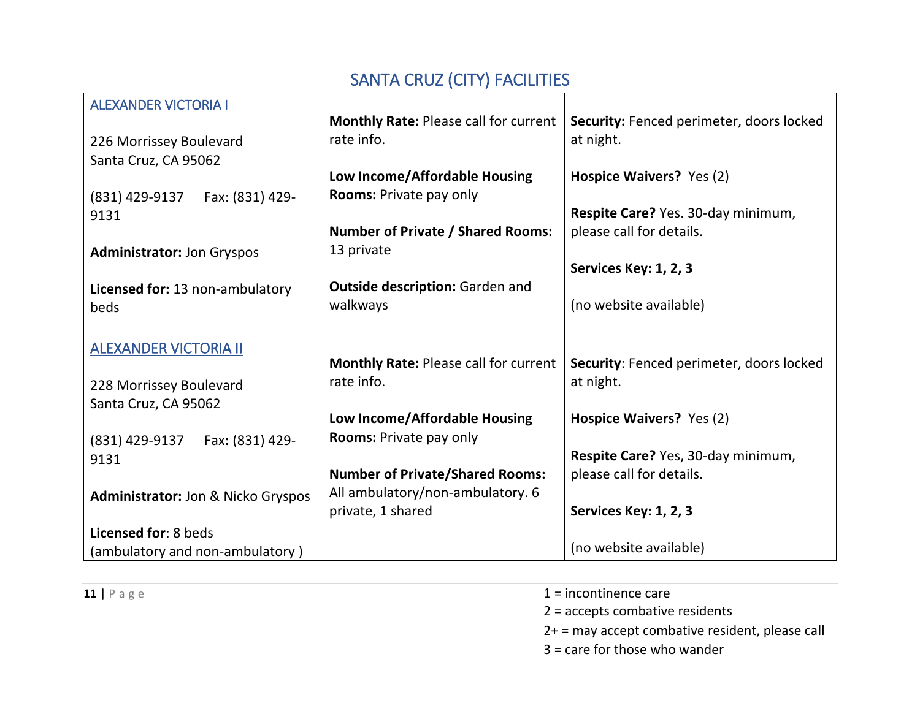# SANTA CRUZ (CITY) FACILITIES

| | | |
|---|---|---|
| ALEXANDER VICTORIA I<br><br>226 Morrissey Boulevard<br>Santa Cruz, CA 95062<br><br>(831) 429-9137 Fax: (831) 429-9131<br><br>**Administrator:** Jon Gryspos<br><br>**Licensed for:** 13 non-ambulatory beds | **Monthly Rate:** Please call for current rate info.<br><br>**Low Income/Affordable Housing Rooms:** Private pay only<br><br>**Number of Private / Shared Rooms:** 13 private<br><br>**Outside description:** Garden and walkways | **Security:** Fenced perimeter, doors locked at night.<br><br>**Hospice Waivers?** Yes (2)<br><br>**Respite Care?** Yes. 30-day minimum, please call for details.<br><br>**Services Key: 1, 2, 3**<br><br>(no website available) |
| ALEXANDER VICTORIA II<br><br>228 Morrissey Boulevard<br>Santa Cruz, CA 95062<br><br>(831) 429-9137 Fax: (831) 429-9131<br><br>**Administrator:** Jon & Nicko Gryspos<br><br>**Licensed for**: 8 beds (ambulatory and non-ambulatory ) | **Monthly Rate:** Please call for current rate info.<br><br>**Low Income/Affordable Housing Rooms:** Private pay only<br><br>**Number of Private/Shared Rooms:** All ambulatory/non-ambulatory. 6 private, 1 shared | **Security**: Fenced perimeter, doors locked at night.<br><br>**Hospice Waivers?** Yes (2)<br><br>**Respite Care?** Yes, 30-day minimum, please call for details.<br><br>**Services Key: 1, 2, 3**<br><br>(no website available) |

1 = incontinence care
2 = accepts combative residents
2+ = may accept combative resident, please call
3 = care for those who wander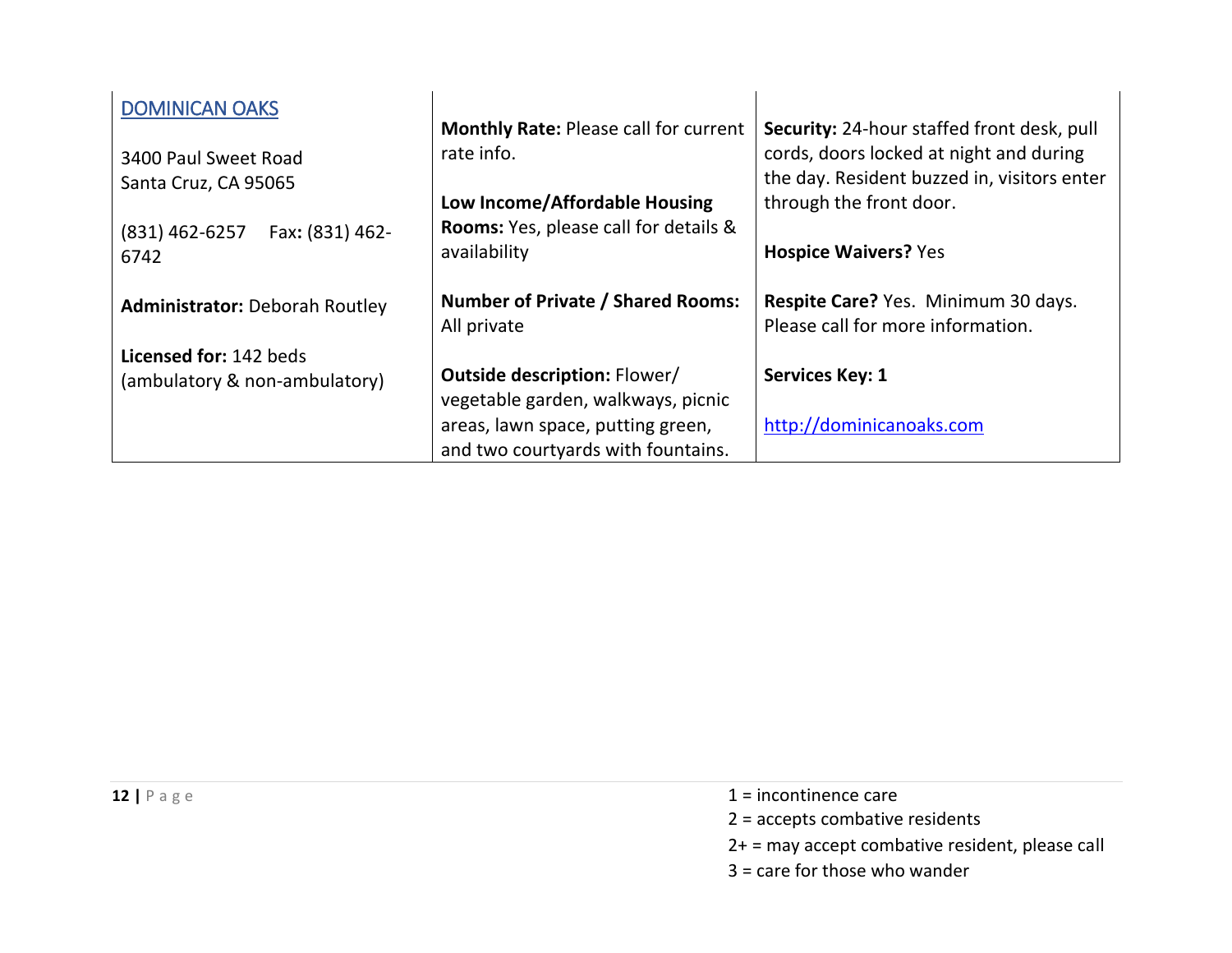| | | |
|---|---|---|
| [DOMINICAN OAKS](http://dominicanoaks.com)<br><br>3400 Paul Sweet Road<br>Santa Cruz, CA 95065<br><br>(831) 462-6257 Fax: (831) 462-6742<br><br>**Administrator:** Deborah Routley<br><br>**Licensed for:** 142 beds (ambulatory & non-ambulatory) | **Monthly Rate:** Please call for current rate info.<br><br>**Low Income/Affordable Housing Rooms:** Yes, please call for details & availability<br><br>**Number of Private / Shared Rooms:** All private<br><br>**Outside description:** Flower/ vegetable garden, walkways, picnic areas, lawn space, putting green, and two courtyards with fountains. | **Security:** 24-hour staffed front desk, pull cords, doors locked at night and during the day. Resident buzzed in, visitors enter through the front door.<br><br>**Hospice Waivers?** Yes<br><br>**Respite Care?** Yes. Minimum 30 days. Please call for more information.<br><br>**Services Key: 1**<br><br>http://dominicanoaks.com |

1 = incontinence care
2 = accepts combative residents
2+ = may accept combative resident, please call
3 = care for those who wander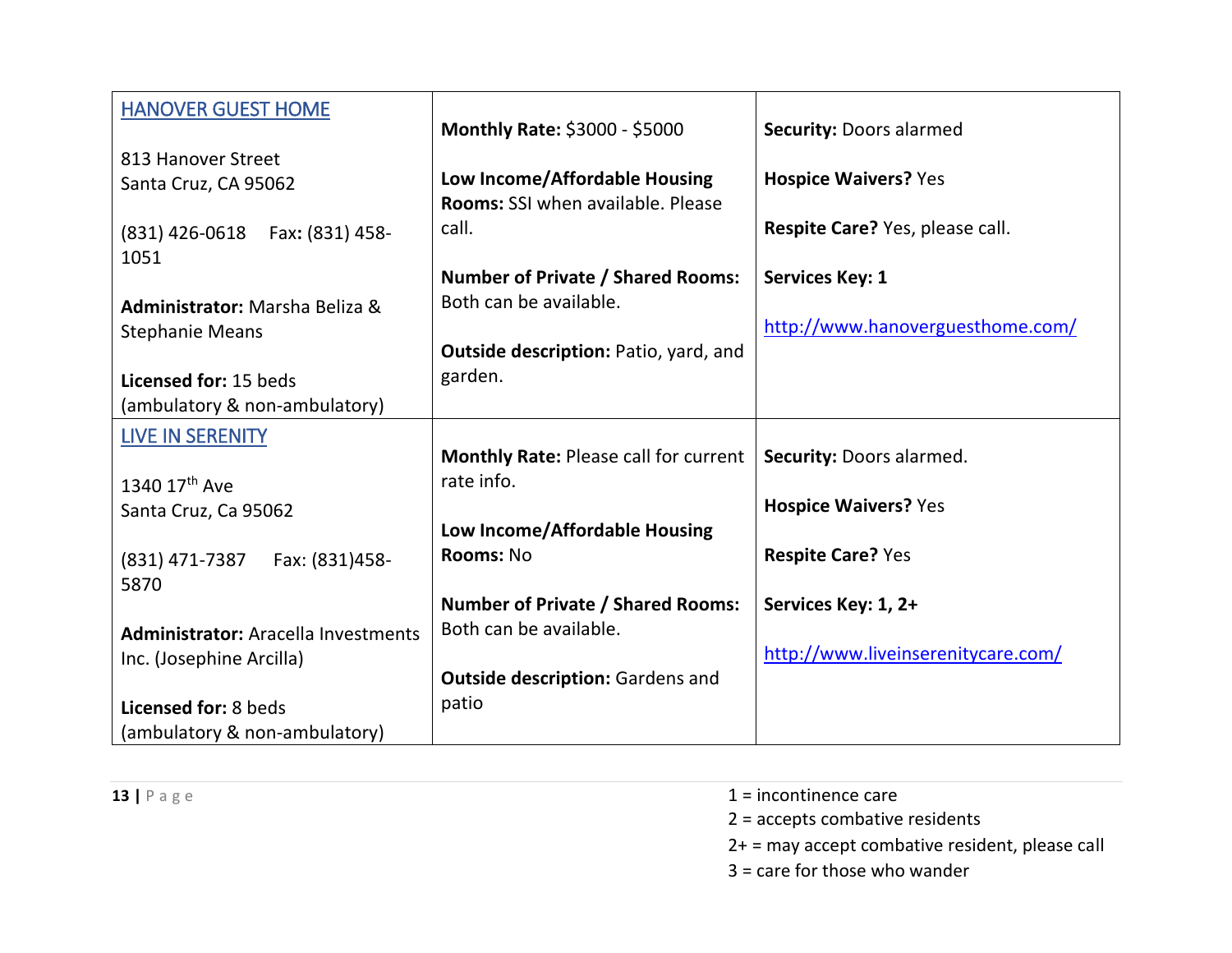| | | |
|---|---|---|
| [HANOVER GUEST HOME](http://www.hanoverguesthome.com/)<br><br>813 Hanover Street<br>Santa Cruz, CA 95062<br><br>(831) 426-0618 Fax: (831) 458-1051<br><br>**Administrator:** Marsha Beliza & Stephanie Means<br><br>**Licensed for:** 15 beds (ambulatory & non-ambulatory) | **Monthly Rate:** $3000 - $5000<br><br>**Low Income/Affordable Housing Rooms:** SSI when available. Please call.<br><br>**Number of Private / Shared Rooms:** Both can be available.<br><br>**Outside description:** Patio, yard, and garden. | **Security:** Doors alarmed<br><br>**Hospice Waivers?** Yes<br><br>**Respite Care?** Yes, please call.<br><br>**Services Key: 1**<br><br>http://www.hanoverguesthome.com/ |
| [LIVE IN SERENITY](http://www.liveinserenitycare.com/)<br><br>1340 17th Ave<br>Santa Cruz, Ca 95062<br><br>(831) 471-7387 Fax: (831)458-5870<br><br>**Administrator:** Aracella Investments Inc. (Josephine Arcilla)<br><br>**Licensed for:** 8 beds (ambulatory & non-ambulatory) | **Monthly Rate:** Please call for current rate info.<br><br>**Low Income/Affordable Housing Rooms:** No<br><br>**Number of Private / Shared Rooms:** Both can be available.<br><br>**Outside description:** Gardens and patio | **Security:** Doors alarmed.<br><br>**Hospice Waivers?** Yes<br><br>**Respite Care?** Yes<br><br>**Services Key: 1, 2+**<br><br>http://www.liveinserenitycare.com/ |

1 = incontinence care
2 = accepts combative residents
2+ = may accept combative resident, please call
3 = care for those who wander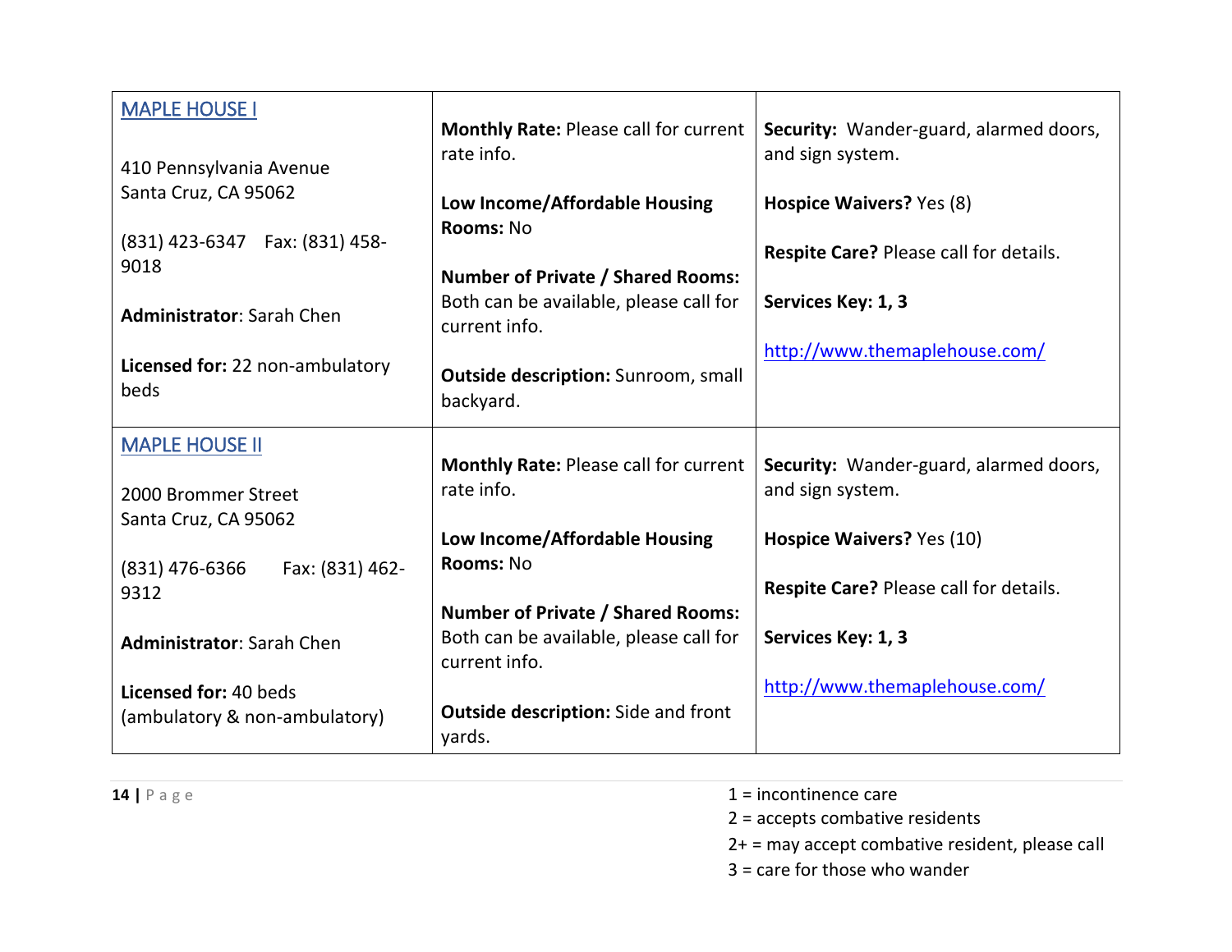| | | |
|---|---|---|
| [MAPLE HOUSE I](#)<br><br>410 Pennsylvania Avenue<br>Santa Cruz, CA 95062<br><br>(831) 423-6347 Fax: (831) 458-9018<br><br>**Administrator**: Sarah Chen<br><br>**Licensed for:** 22 non-ambulatory beds | **Monthly Rate:** Please call for current rate info.<br><br>**Low Income/Affordable Housing Rooms:** No<br><br>**Number of Private / Shared Rooms:** Both can be available, please call for current info.<br><br>**Outside description:** Sunroom, small backyard. | **Security:** Wander-guard, alarmed doors, and sign system.<br><br>**Hospice Waivers?** Yes (8)<br><br>**Respite Care?** Please call for details.<br><br>**Services Key: 1, 3**<br><br>http://www.themaplehouse.com/ |
| [MAPLE HOUSE II](#)<br><br>2000 Brommer Street<br>Santa Cruz, CA 95062<br><br>(831) 476-6366 Fax: (831) 462-9312<br><br>**Administrator**: Sarah Chen<br><br>**Licensed for:** 40 beds (ambulatory & non-ambulatory) | **Monthly Rate:** Please call for current rate info.<br><br>**Low Income/Affordable Housing Rooms:** No<br><br>**Number of Private / Shared Rooms:** Both can be available, please call for current info.<br><br>**Outside description:** Side and front yards. | **Security:** Wander-guard, alarmed doors, and sign system.<br><br>**Hospice Waivers?** Yes (10)<br><br>**Respite Care?** Please call for details.<br><br>**Services Key: 1, 3**<br><br>http://www.themaplehouse.com/ |

1 = incontinence care
2 = accepts combative residents
2+ = may accept combative resident, please call
3 = care for those who wander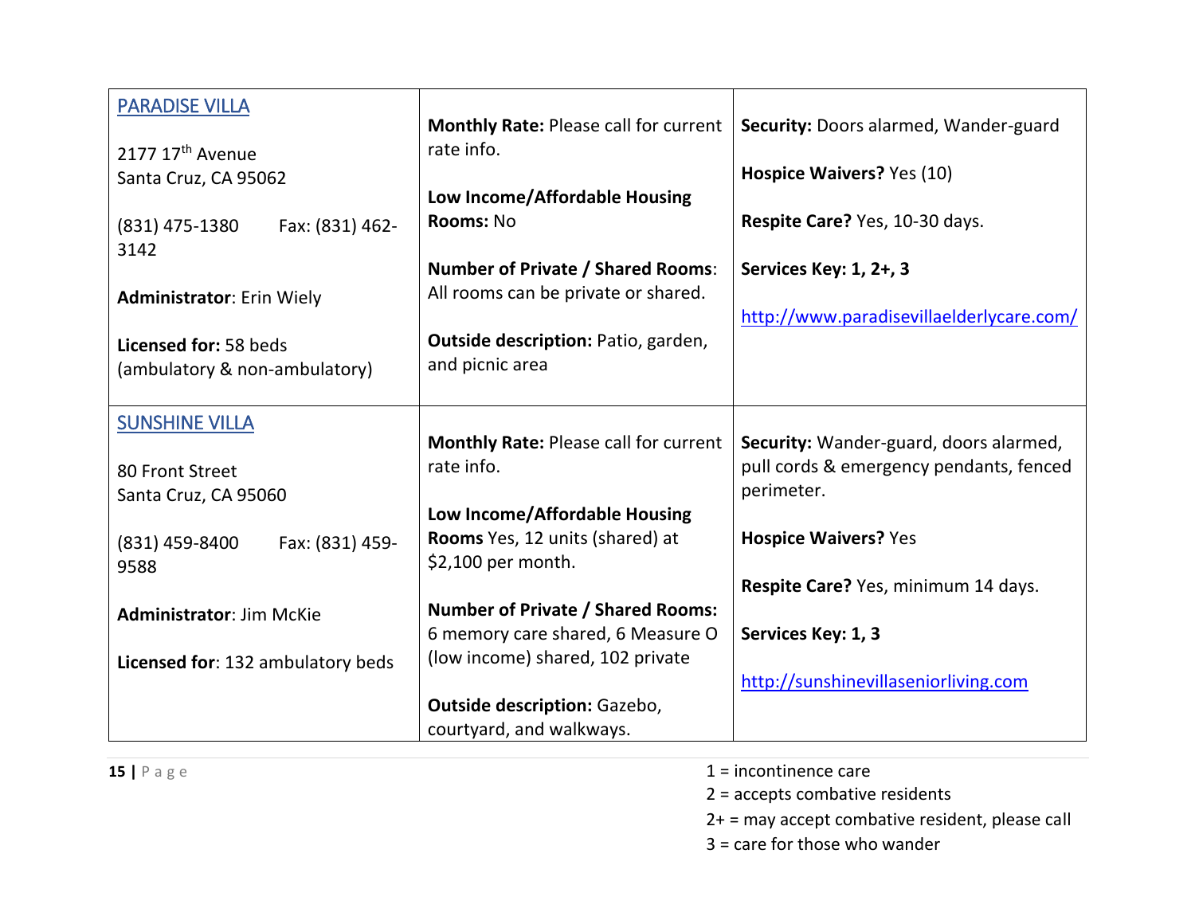| | | |
|---|---|---|
| [PARADISE VILLA](#)<br><br>2177 17th Avenue<br>Santa Cruz, CA 95062<br><br>(831) 475-1380 Fax: (831) 462-3142<br><br>**Administrator**: Erin Wiely<br><br>**Licensed for:** 58 beds (ambulatory & non-ambulatory) | **Monthly Rate:** Please call for current rate info.<br><br>**Low Income/Affordable Housing Rooms:** No<br><br>**Number of Private / Shared Rooms**: All rooms can be private or shared.<br><br>**Outside description:** Patio, garden, and picnic area | **Security:** Doors alarmed, Wander-guard<br><br>**Hospice Waivers?** Yes (10)<br><br>**Respite Care?** Yes, 10-30 days.<br><br>**Services Key: 1, 2+, 3**<br><br>http://www.paradisevillaelderlycare.com/ |
| [SUNSHINE VILLA](#)<br><br>80 Front Street<br>Santa Cruz, CA 95060<br><br>(831) 459-8400 Fax: (831) 459-9588<br><br>**Administrator**: Jim McKie<br><br>**Licensed for**: 132 ambulatory beds | **Monthly Rate:** Please call for current rate info.<br><br>**Low Income/Affordable Housing Rooms** Yes, 12 units (shared) at $2,100 per month.<br><br>**Number of Private / Shared Rooms:** 6 memory care shared, 6 Measure O (low income) shared, 102 private<br><br>**Outside description:** Gazebo, courtyard, and walkways. | **Security:** Wander-guard, doors alarmed, pull cords & emergency pendants, fenced perimeter.<br><br>**Hospice Waivers?** Yes<br><br>**Respite Care?** Yes, minimum 14 days.<br><br>**Services Key: 1, 3**<br><br>http://sunshinevillaseniorliving.com |

1 = incontinence care
2 = accepts combative residents
2+ = may accept combative resident, please call
3 = care for those who wander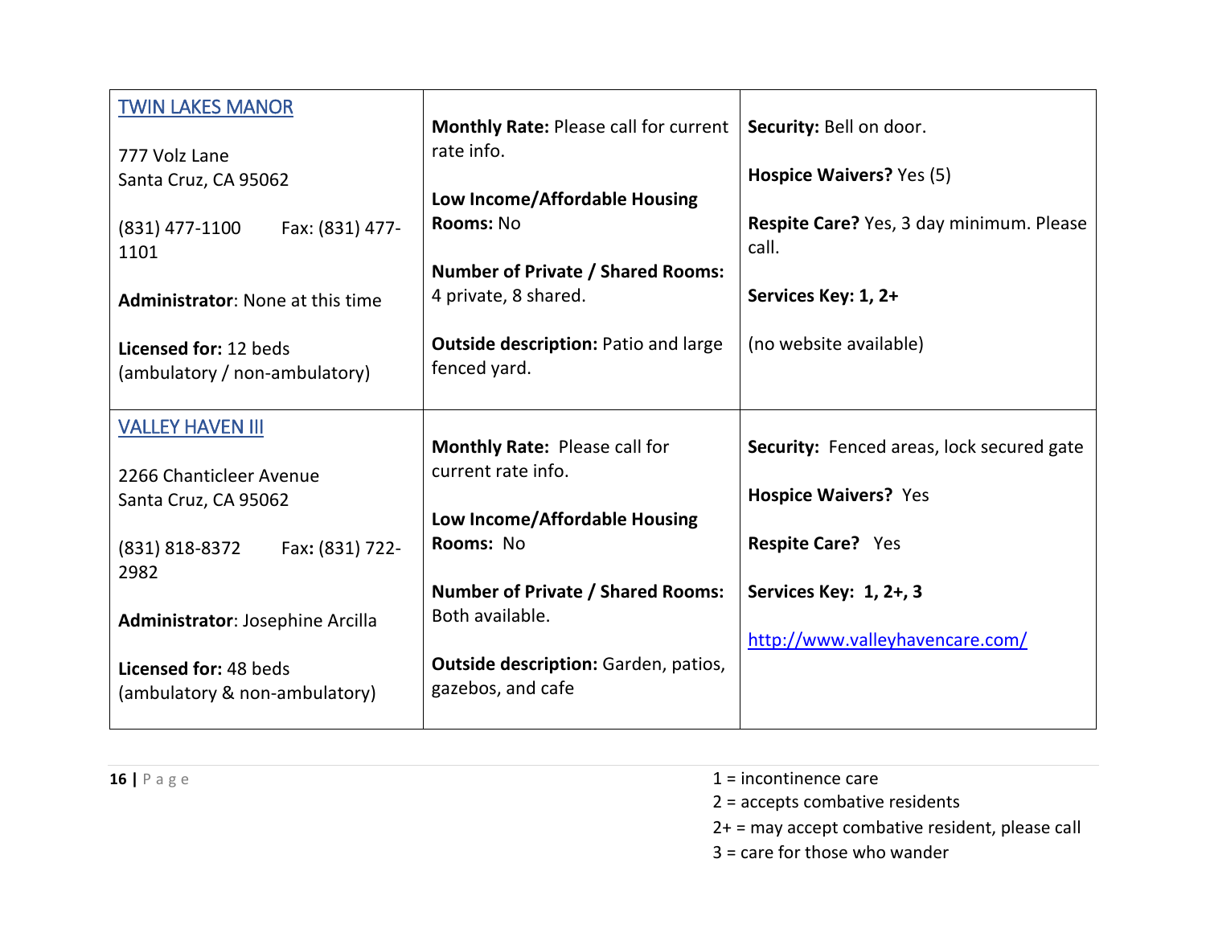| | | |
|---|---|---|
| [TWIN LAKES MANOR](#)<br><br>777 Volz Lane<br>Santa Cruz, CA 95062<br><br>(831) 477-1100 Fax: (831) 477-1101<br><br>**Administrator**: None at this time<br><br>**Licensed for:** 12 beds (ambulatory / non-ambulatory) | **Monthly Rate:** Please call for current rate info.<br><br>**Low Income/Affordable Housing Rooms:** No<br><br>**Number of Private / Shared Rooms:** 4 private, 8 shared.<br><br>**Outside description:** Patio and large fenced yard. | **Security:** Bell on door.<br><br>**Hospice Waivers?** Yes (5)<br><br>**Respite Care?** Yes, 3 day minimum. Please call.<br><br>**Services Key: 1, 2+**<br><br>(no website available) |
| [VALLEY HAVEN III](#)<br><br>2266 Chanticleer Avenue<br>Santa Cruz, CA 95062<br><br>(831) 818-8372 Fax: (831) 722-2982<br><br>**Administrator**: Josephine Arcilla<br><br>**Licensed for:** 48 beds (ambulatory & non-ambulatory) | **Monthly Rate:** Please call for current rate info.<br><br>**Low Income/Affordable Housing Rooms:** No<br><br>**Number of Private / Shared Rooms:** Both available.<br><br>**Outside description:** Garden, patios, gazebos, and cafe | **Security:** Fenced areas, lock secured gate<br><br>**Hospice Waivers?** Yes<br><br>**Respite Care?** Yes<br><br>**Services Key: 1, 2+, 3**<br><br>http://www.valleyhavencare.com/ |

1 = incontinence care
2 = accepts combative residents
2+ = may accept combative resident, please call
3 = care for those who wander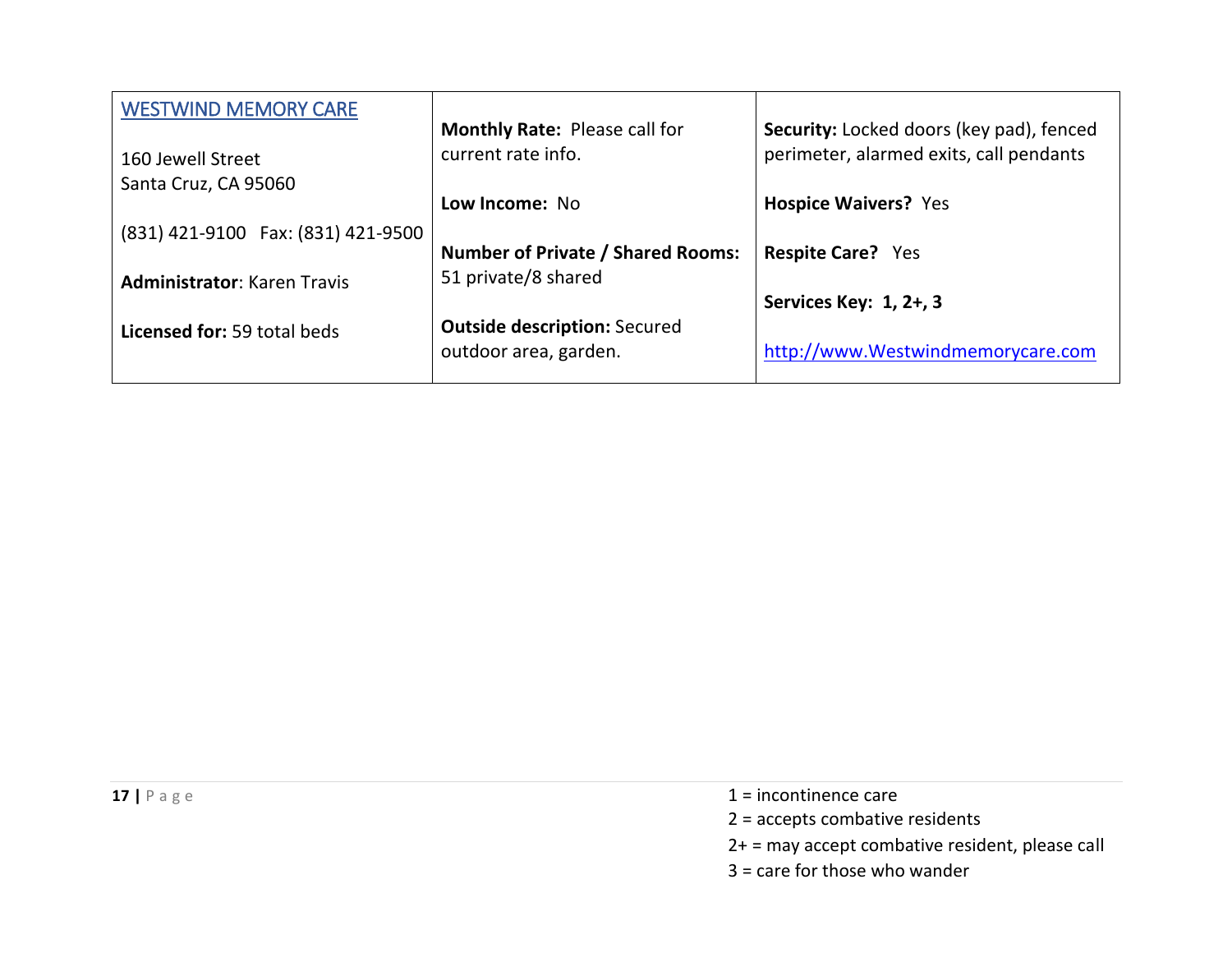| [WESTWIND MEMORY CARE](http://www.Westwindmemorycare.com)<br><br>160 Jewell Street<br>Santa Cruz, CA 95060<br><br>(831) 421-9100 Fax: (831) 421-9500<br><br>**Administrator**: Karen Travis<br><br>**Licensed for:** 59 total beds | **Monthly Rate:** Please call for current rate info.<br><br>**Low Income:** No<br><br>**Number of Private / Shared Rooms:** 51 private/8 shared<br><br>**Outside description:** Secured outdoor area, garden. | **Security:** Locked doors (key pad), fenced perimeter, alarmed exits, call pendants<br><br>**Hospice Waivers?** Yes<br><br>**Respite Care?** Yes<br><br>**Services Key: 1, 2+, 3**<br><br>http://www.Westwindmemorycare.com |
|---|---|---|

1 = incontinence care
2 = accepts combative residents
2+ = may accept combative resident, please call
3 = care for those who wander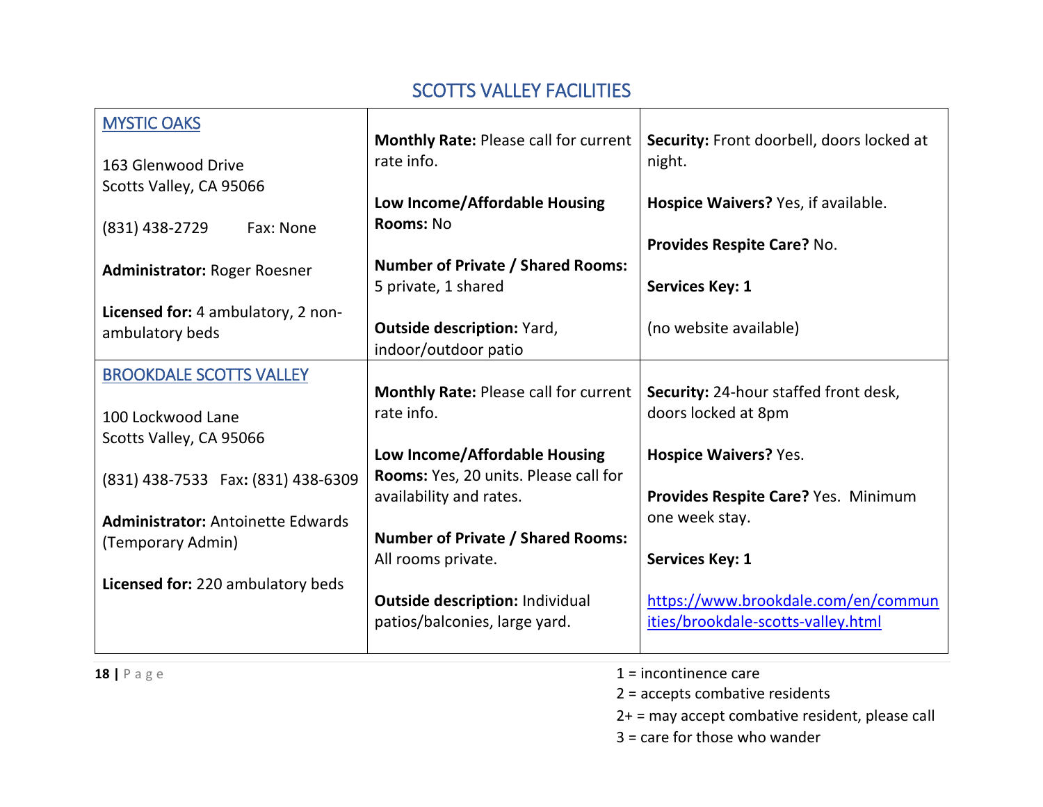## SCOTTS VALLEY FACILITIES

| | | |
|---|---|---|
| MYSTIC OAKS<br><br>163 Glenwood Drive<br>Scotts Valley, CA 95066<br><br>(831) 438-2729 Fax: None<br><br>**Administrator:** Roger Roesner<br><br>**Licensed for:** 4 ambulatory, 2 non-ambulatory beds | **Monthly Rate:** Please call for current rate info.<br><br>**Low Income/Affordable Housing Rooms:** No<br><br>**Number of Private / Shared Rooms:** 5 private, 1 shared<br><br>**Outside description:** Yard, indoor/outdoor patio | **Security:** Front doorbell, doors locked at night.<br><br>**Hospice Waivers?** Yes, if available.<br><br>**Provides Respite Care?** No.<br><br>**Services Key: 1**<br><br>(no website available) |
| BROOKDALE SCOTTS VALLEY<br><br>100 Lockwood Lane<br>Scotts Valley, CA 95066<br><br>(831) 438-7533 Fax: (831) 438-6309<br><br>**Administrator:** Antoinette Edwards (Temporary Admin)<br><br>**Licensed for:** 220 ambulatory beds | **Monthly Rate:** Please call for current rate info.<br><br>**Low Income/Affordable Housing Rooms:** Yes, 20 units. Please call for availability and rates.<br><br>**Number of Private / Shared Rooms:** All rooms private.<br><br>**Outside description:** Individual patios/balconies, large yard. | **Security:** 24-hour staffed front desk, doors locked at 8pm<br><br>**Hospice Waivers?** Yes.<br><br>**Provides Respite Care?** Yes. Minimum one week stay.<br><br>**Services Key: 1**<br><br>https://www.brookdale.com/en/communities/brookdale-scotts-valley.html |

1 = incontinence care
2 = accepts combative residents
2+ = may accept combative resident, please call
3 = care for those who wander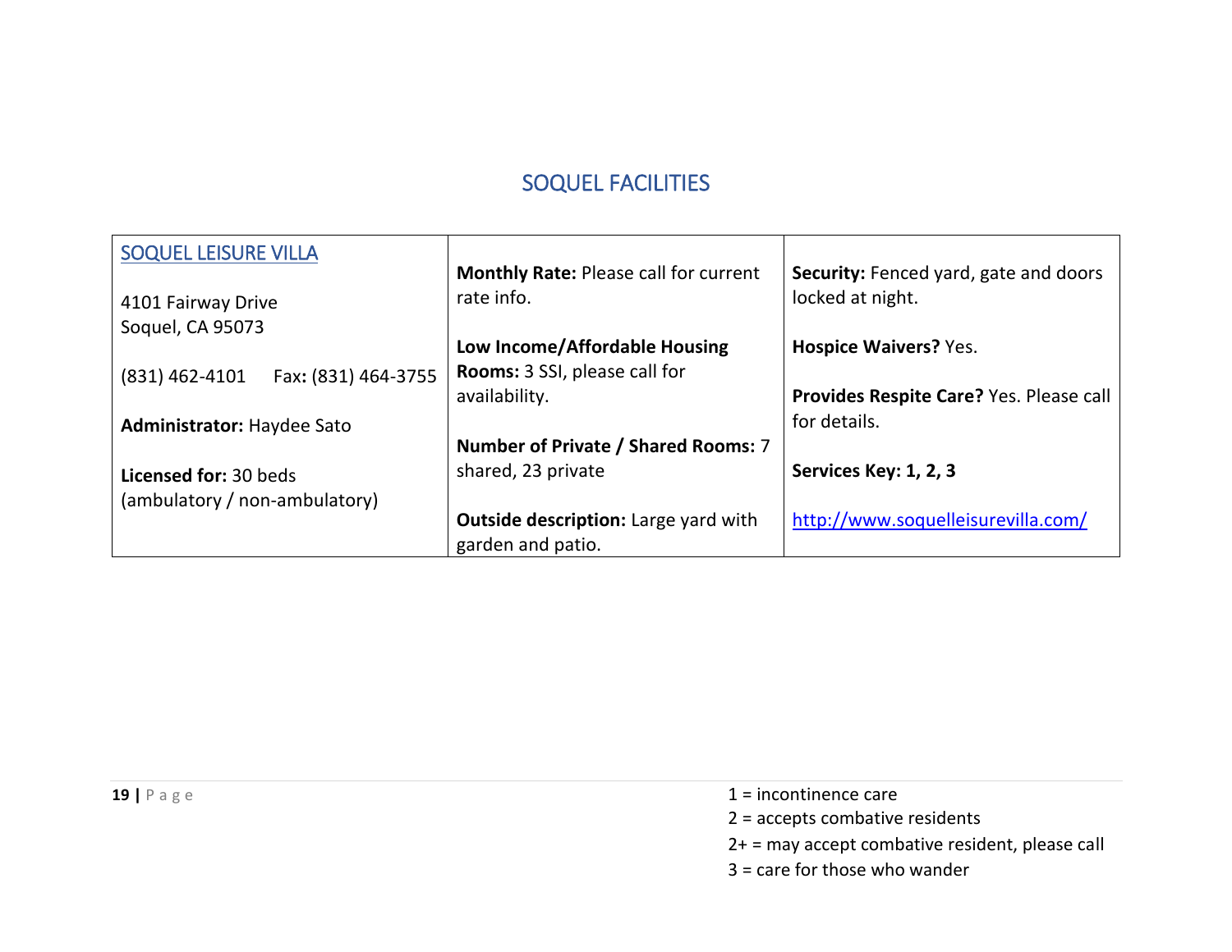## SOQUEL FACILITIES

| SOQUEL LEISURE VILLA<br><br>4101 Fairway Drive<br>Soquel, CA 95073<br><br>(831) 462-4101 Fax: (831) 464-3755<br><br>**Administrator:** Haydee Sato<br><br>**Licensed for:** 30 beds (ambulatory / non-ambulatory) | **Monthly Rate:** Please call for current rate info.<br><br>**Low Income/Affordable Housing Rooms:** 3 SSI, please call for availability.<br><br>**Number of Private / Shared Rooms:** 7 shared, 23 private<br><br>**Outside description:** Large yard with garden and patio. | **Security:** Fenced yard, gate and doors locked at night.<br><br>**Hospice Waivers?** Yes.<br><br>**Provides Respite Care?** Yes. Please call for details.<br><br>**Services Key: 1, 2, 3**<br><br>http://www.soquelleisurevilla.com/ |
|---|---|---|

1 = incontinence care
2 = accepts combative residents
2+ = may accept combative resident, please call
3 = care for those who wander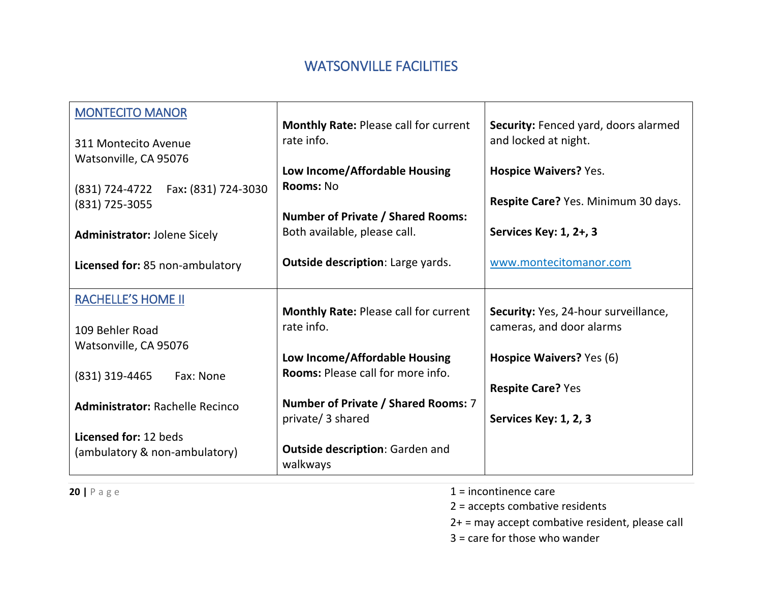# WATSONVILLE FACILITIES

| | | |
|---|---|---|
| MONTECITO MANOR<br><br>311 Montecito Avenue<br>Watsonville, CA 95076<br><br>(831) 724-4722    Fax: (831) 724-3030<br>(831) 725-3055<br><br>**Administrator:** Jolene Sicely<br><br>**Licensed for:** 85 non-ambulatory | **Monthly Rate:** Please call for current rate info.<br><br>**Low Income/Affordable Housing Rooms:** No<br><br>**Number of Private / Shared Rooms:** Both available, please call.<br><br>**Outside description**: Large yards. | **Security:** Fenced yard, doors alarmed and locked at night.<br><br>**Hospice Waivers?** Yes.<br><br>**Respite Care?** Yes. Minimum 30 days.<br><br>**Services Key: 1, 2+, 3**<br><br>www.montecitomanor.com |
| RACHELLE'S HOME II<br><br>109 Behler Road<br>Watsonville, CA 95076<br><br>(831) 319-4465    Fax: None<br><br>**Administrator:** Rachelle Recinco<br><br>**Licensed for:** 12 beds<br>(ambulatory & non-ambulatory) | **Monthly Rate:** Please call for current rate info.<br><br>**Low Income/Affordable Housing Rooms:** Please call for more info.<br><br>**Number of Private / Shared Rooms:** 7 private/ 3 shared<br><br>**Outside description**: Garden and walkways | **Security:** Yes, 24-hour surveillance, cameras, and door alarms<br><br>**Hospice Waivers?** Yes (6)<br><br>**Respite Care?** Yes<br><br>**Services Key: 1, 2, 3** |

1 = incontinence care
2 = accepts combative residents
2+ = may accept combative resident, please call
3 = care for those who wander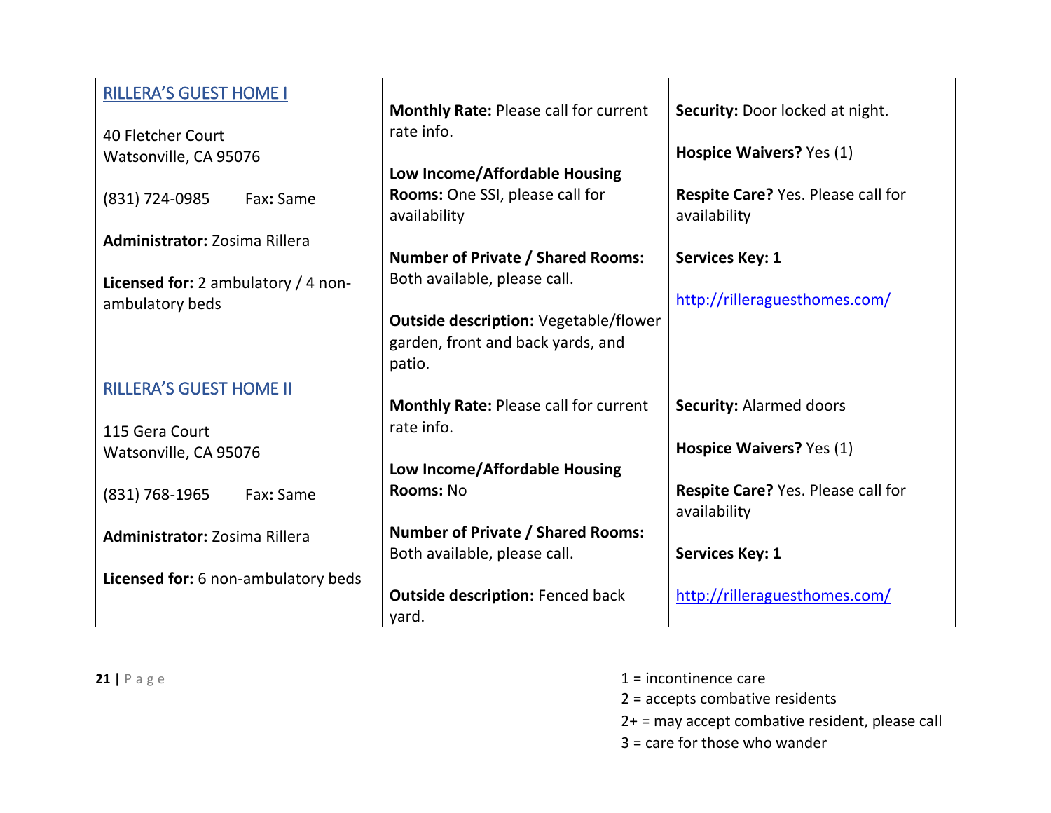| RILLERA'S GUEST HOME I<br><br>40 Fletcher Court<br>Watsonville, CA 95076<br><br>(831) 724-0985 Fax: Same<br><br>**Administrator:** Zosima Rillera<br><br>**Licensed for:** 2 ambulatory / 4 non-ambulatory beds | **Monthly Rate:** Please call for current rate info.<br><br>**Low Income/Affordable Housing Rooms:** One SSI, please call for availability<br><br>**Number of Private / Shared Rooms:** Both available, please call.<br><br>**Outside description:** Vegetable/flower garden, front and back yards, and patio. | **Security:** Door locked at night.<br><br>**Hospice Waivers?** Yes (1)<br><br>**Respite Care?** Yes. Please call for availability<br><br>**Services Key: 1**<br><br>http://rilleraguesthomes.com/ |
|---|---|---|
| RILLERA'S GUEST HOME II<br><br>115 Gera Court<br>Watsonville, CA 95076<br><br>(831) 768-1965 Fax: Same<br><br>**Administrator:** Zosima Rillera<br><br>**Licensed for:** 6 non-ambulatory beds | **Monthly Rate:** Please call for current rate info.<br><br>**Low Income/Affordable Housing Rooms:** No<br><br>**Number of Private / Shared Rooms:** Both available, please call.<br><br>**Outside description:** Fenced back yard. | **Security:** Alarmed doors<br><br>**Hospice Waivers?** Yes (1)<br><br>**Respite Care?** Yes. Please call for availability<br><br>**Services Key: 1**<br><br>http://rilleraguesthomes.com/ |

1 = incontinence care
2 = accepts combative residents
2+ = may accept combative resident, please call
3 = care for those who wander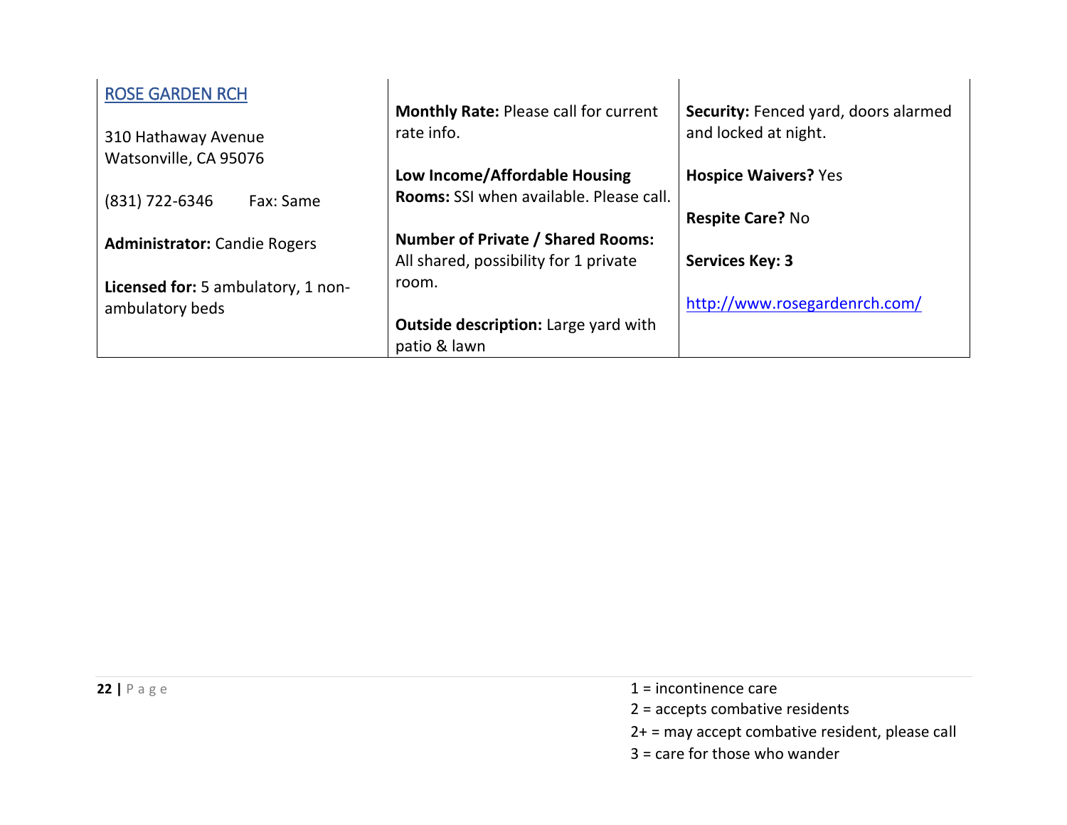| [ROSE GARDEN RCH](http://www.rosegardenrch.com/)<br><br>310 Hathaway Avenue<br>Watsonville, CA 95076<br><br>(831) 722-6346 Fax: Same<br><br>**Administrator:** Candie Rogers<br><br>**Licensed for:** 5 ambulatory, 1 non-ambulatory beds | **Monthly Rate:** Please call for current rate info.<br><br>**Low Income/Affordable Housing Rooms:** SSI when available. Please call.<br><br>**Number of Private / Shared Rooms:** All shared, possibility for 1 private room.<br><br>**Outside description:** Large yard with patio & lawn | **Security:** Fenced yard, doors alarmed and locked at night.<br><br>**Hospice Waivers?** Yes<br><br>**Respite Care?** No<br><br>**Services Key: 3**<br><br>http://www.rosegardenrch.com/ |
|---|---|---|

1 = incontinence care
2 = accepts combative residents
2+ = may accept combative resident, please call
3 = care for those who wander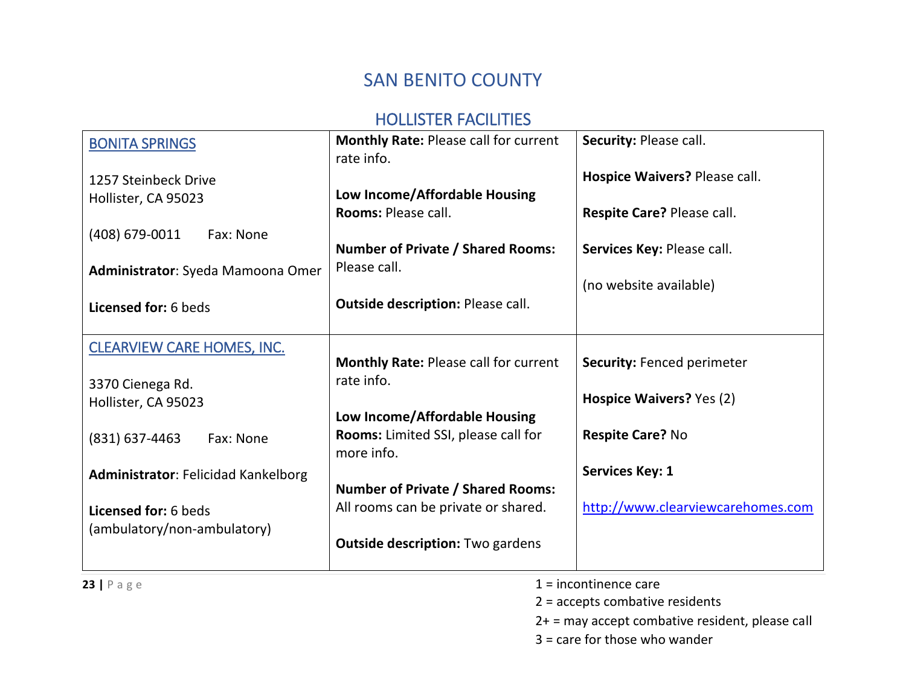# SAN BENITO COUNTY

## HOLLISTER FACILITIES

| | | |
|---|---|---|
| **BONITA SPRINGS**<br><br>1257 Steinbeck Drive<br>Hollister, CA 95023<br><br>(408) 679-0011 Fax: None<br><br>**Administrator**: Syeda Mamoona Omer<br><br>**Licensed for:** 6 beds | **Monthly Rate:** Please call for current rate info.<br><br>**Low Income/Affordable Housing Rooms:** Please call.<br><br>**Number of Private / Shared Rooms:** Please call.<br><br>**Outside description:** Please call. | **Security:** Please call.<br><br>**Hospice Waivers?** Please call.<br><br>**Respite Care?** Please call.<br><br>**Services Key:** Please call.<br><br>(no website available) |
| **CLEARVIEW CARE HOMES, INC.**<br><br>3370 Cienega Rd.<br>Hollister, CA 95023<br><br>(831) 637-4463 Fax: None<br><br>**Administrator**: Felicidad Kankelborg<br><br>**Licensed for:** 6 beds (ambulatory/non-ambulatory) | **Monthly Rate:** Please call for current rate info.<br><br>**Low Income/Affordable Housing Rooms:** Limited SSI, please call for more info.<br><br>**Number of Private / Shared Rooms:** All rooms can be private or shared.<br><br>**Outside description:** Two gardens | **Security:** Fenced perimeter<br><br>**Hospice Waivers?** Yes (2)<br><br>**Respite Care?** No<br><br>**Services Key: 1**<br><br>http://www.clearviewcarehomes.com |

1 = incontinence care
2 = accepts combative residents
2+ = may accept combative resident, please call
3 = care for those who wander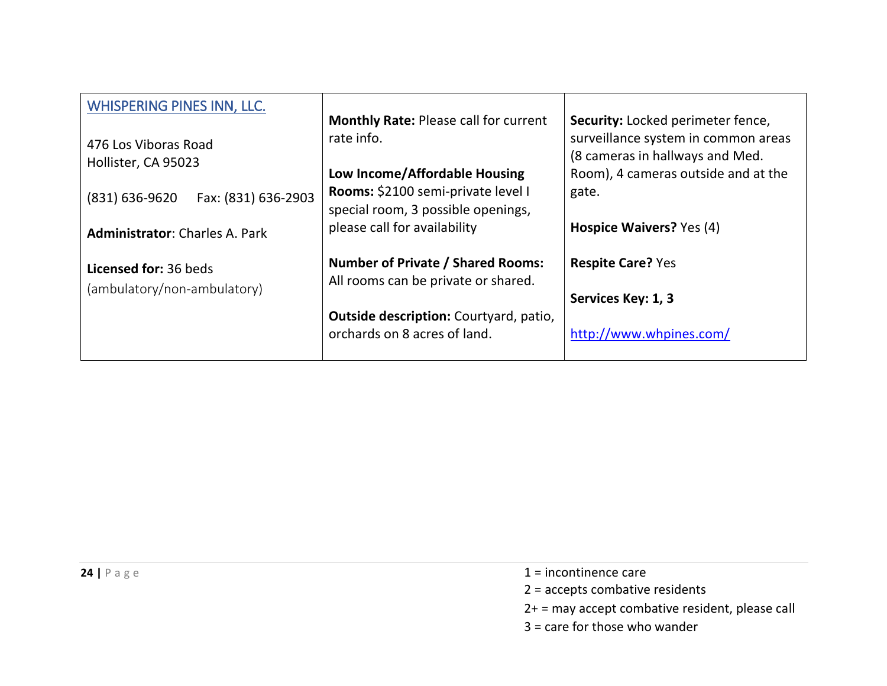| | | |
|---|---|---|
| WHISPERING PINES INN, LLC.<br><br>476 Los Viboras Road<br>Hollister, CA 95023<br><br>(831) 636-9620 Fax: (831) 636-2903<br><br>**Administrator**: Charles A. Park<br><br>**Licensed for:** 36 beds (ambulatory/non-ambulatory) | **Monthly Rate:** Please call for current rate info.<br><br>**Low Income/Affordable Housing Rooms:** $2100 semi-private level I special room, 3 possible openings, please call for availability<br><br>**Number of Private / Shared Rooms:** All rooms can be private or shared.<br><br>**Outside description:** Courtyard, patio, orchards on 8 acres of land. | **Security:** Locked perimeter fence, surveillance system in common areas (8 cameras in hallways and Med. Room), 4 cameras outside and at the gate.<br><br>**Hospice Waivers?** Yes (4)<br><br>**Respite Care?** Yes<br><br>**Services Key: 1, 3**<br><br>http://www.whpines.com/ |

1 = incontinence care
2 = accepts combative residents
2+ = may accept combative resident, please call
3 = care for those who wander